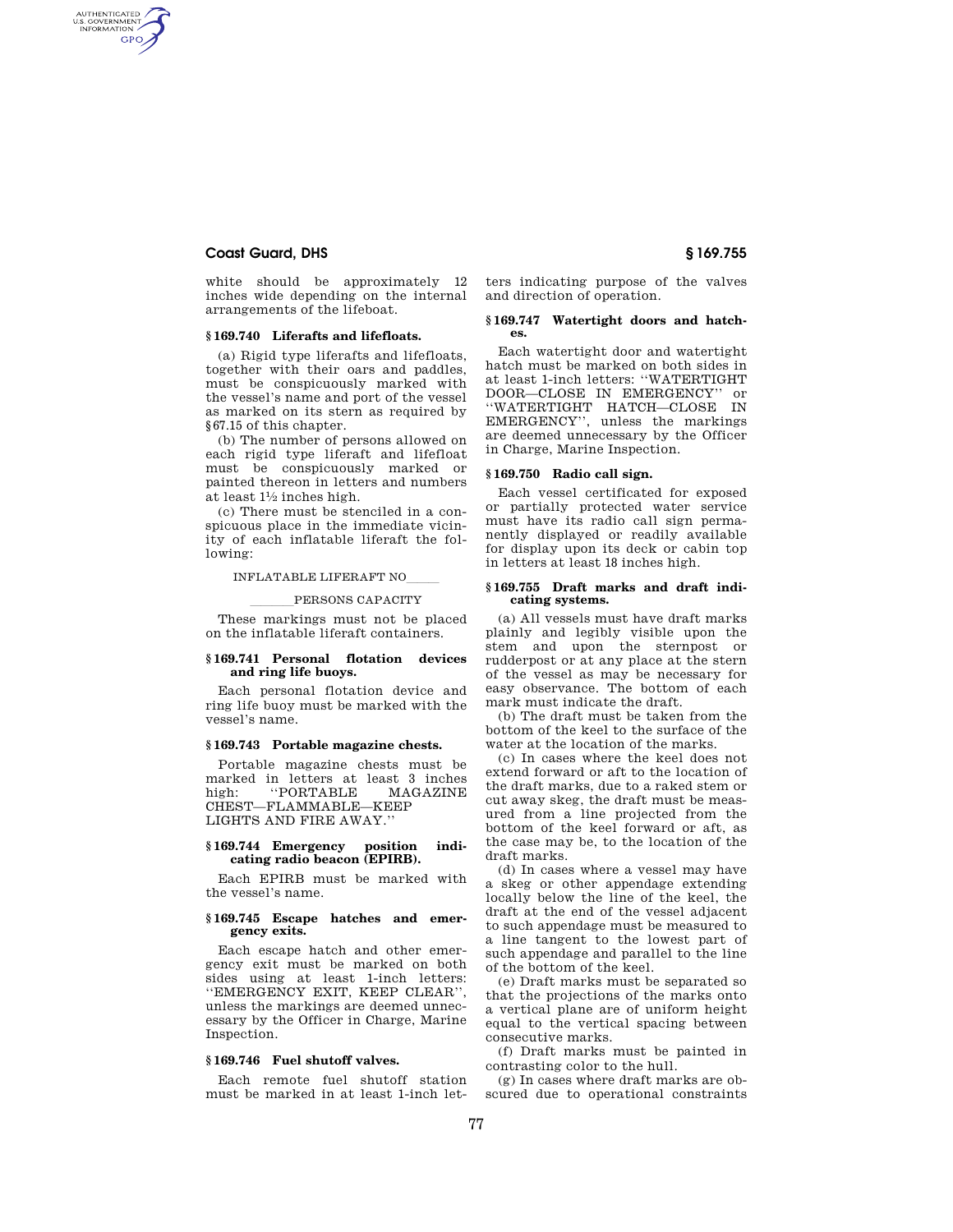white should be approximately 12 inches wide depending on the internal arrangements of the lifeboat.

### § 169.740 Liferafts and lifefloats.

(a) Rigid type liferafts and lifefloats, together with their oars and paddles, must be conspicuously marked with the vessel's name and port of the vessel as marked on its stern as required by §67.15 of this chapter.

(b) The number of persons allowed on each rigid type liferaft and lifefloat must be conspicuously marked or painted thereon in letters and numbers at least 1½ inches high.

(c) There must be stenciled in a conspicuous place in the immediate vicinity of each inflatable liferaft the following:

INFLATABLE LIFERAFT NO_____

_______PERSONS CAPACITY

These markings must not be placed on the inflatable liferaft containers.

### § 169.741 Personal flotation devices and ring life buoys.

Each personal flotation device and ring life buoy must be marked with the vessel's name.

### § 169.743 Portable magazine chests.

Portable magazine chests must be marked in letters at least 3 inches high: ''PORTABLE MAGAZINE CHEST—FLAMMABLE—KEEP LIGHTS AND FIRE AWAY.''

### § 169.744 Emergency position indicating radio beacon (EPIRB).

Each EPIRB must be marked with the vessel's name.

### § 169.745 Escape hatches and emergency exits.

Each escape hatch and other emergency exit must be marked on both sides using at least 1-inch letters: ''EMERGENCY EXIT, KEEP CLEAR'', unless the markings are deemed unnecessary by the Officer in Charge, Marine Inspection.

### § 169.746 Fuel shutoff valves.

Each remote fuel shutoff station must be marked in at least 1-inch letters indicating purpose of the valves and direction of operation.

### § 169.747 Watertight doors and hatches.

Each watertight door and watertight hatch must be marked on both sides in at least 1-inch letters: ''WATERTIGHT DOOR—CLOSE IN EMERGENCY'' or ''WATERTIGHT HATCH—CLOSE IN EMERGENCY'', unless the markings are deemed unnecessary by the Officer in Charge, Marine Inspection.

### § 169.750 Radio call sign.

Each vessel certificated for exposed or partially protected water service must have its radio call sign permanently displayed or readily available for display upon its deck or cabin top in letters at least 18 inches high.

### § 169.755 Draft marks and draft indicating systems.

(a) All vessels must have draft marks plainly and legibly visible upon the stem and upon the sternpost or rudderpost or at any place at the stern of the vessel as may be necessary for easy observance. The bottom of each mark must indicate the draft.

(b) The draft must be taken from the bottom of the keel to the surface of the water at the location of the marks.

(c) In cases where the keel does not extend forward or aft to the location of the draft marks, due to a raked stem or cut away skeg, the draft must be measured from a line projected from the bottom of the keel forward or aft, as the case may be, to the location of the draft marks.

(d) In cases where a vessel may have a skeg or other appendage extending locally below the line of the keel, the draft at the end of the vessel adjacent to such appendage must be measured to a line tangent to the lowest part of such appendage and parallel to the line of the bottom of the keel.

(e) Draft marks must be separated so that the projections of the marks onto a vertical plane are of uniform height equal to the vertical spacing between consecutive marks.

(f) Draft marks must be painted in contrasting color to the hull.

(g) In cases where draft marks are obscured due to operational constraints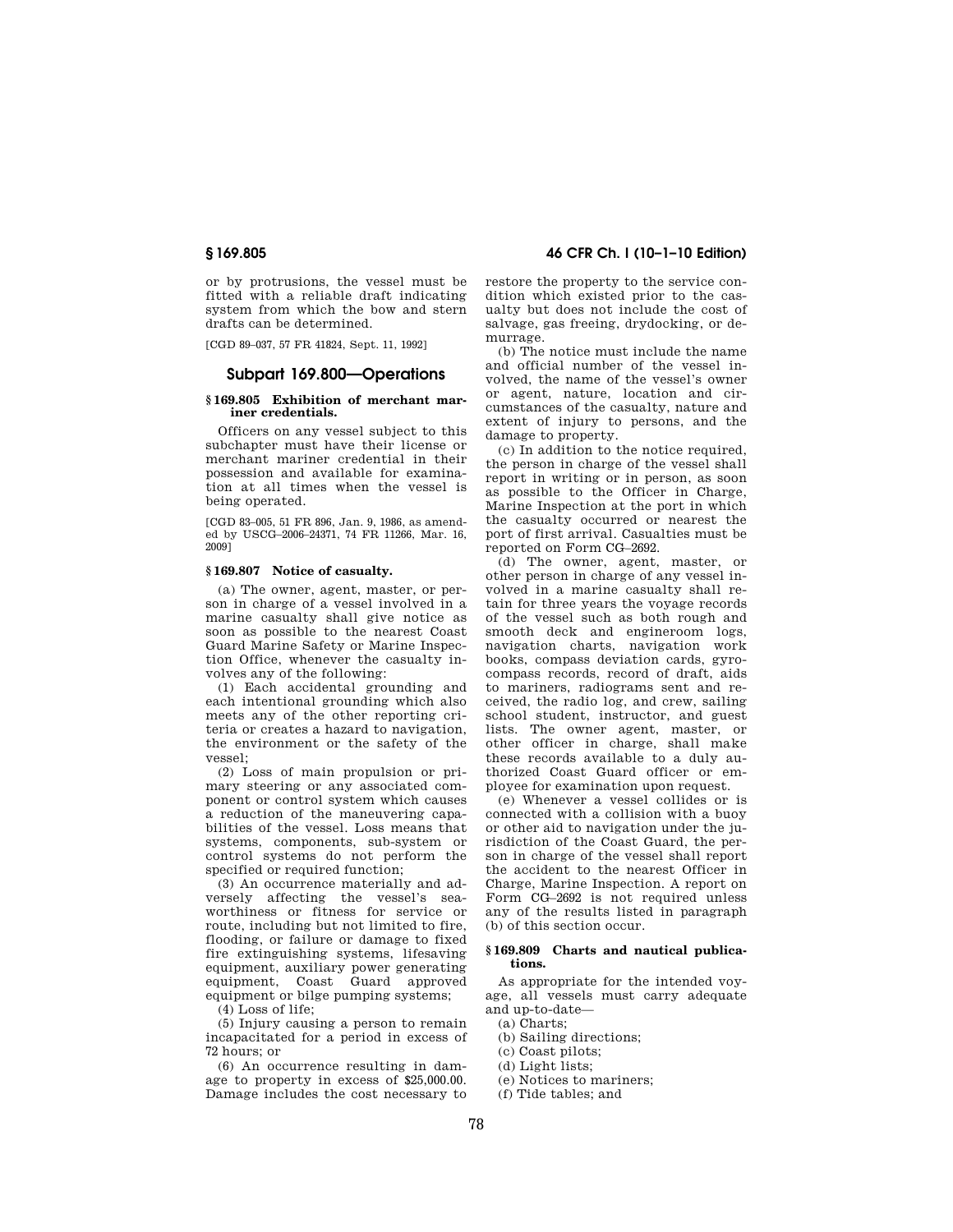or by protrusions, the vessel must be fitted with a reliable draft indicating system from which the bow and stern drafts can be determined.

[CGD 89–037, 57 FR 41824, Sept. 11, 1992]

## Subpart 169.800—Operations

### § 169.805 Exhibition of merchant mariner credentials.

Officers on any vessel subject to this subchapter must have their license or merchant mariner credential in their possession and available for examination at all times when the vessel is being operated.

[CGD 83–005, 51 FR 896, Jan. 9, 1986, as amended by USCG–2006–24371, 74 FR 11266, Mar. 16, 2009]

### § 169.807 Notice of casualty.

(a) The owner, agent, master, or person in charge of a vessel involved in a marine casualty shall give notice as soon as possible to the nearest Coast Guard Marine Safety or Marine Inspection Office, whenever the casualty involves any of the following:

(1) Each accidental grounding and each intentional grounding which also meets any of the other reporting criteria or creates a hazard to navigation, the environment or the safety of the vessel;

(2) Loss of main propulsion or primary steering or any associated component or control system which causes a reduction of the maneuvering capabilities of the vessel. Loss means that systems, components, sub-system or control systems do not perform the specified or required function;

(3) An occurrence materially and adversely affecting the vessel's seaworthiness or fitness for service or route, including but not limited to fire, flooding, or failure or damage to fixed fire extinguishing systems, lifesaving equipment, auxiliary power generating equipment, Coast Guard approved equipment or bilge pumping systems;

(4) Loss of life;

(5) Injury causing a person to remain incapacitated for a period in excess of 72 hours; or

(6) An occurrence resulting in damage to property in excess of $25,000.00. Damage includes the cost necessary to restore the property to the service condition which existed prior to the casualty but does not include the cost of salvage, gas freeing, drydocking, or demurrage.

(b) The notice must include the name and official number of the vessel involved, the name of the vessel's owner or agent, nature, location and circumstances of the casualty, nature and extent of injury to persons, and the damage to property.

(c) In addition to the notice required, the person in charge of the vessel shall report in writing or in person, as soon as possible to the Officer in Charge, Marine Inspection at the port in which the casualty occurred or nearest the port of first arrival. Casualties must be reported on Form CG–2692.

(d) The owner, agent, master, or other person in charge of any vessel involved in a marine casualty shall retain for three years the voyage records of the vessel such as both rough and smooth deck and engineroom logs, navigation charts, navigation work books, compass deviation cards, gyrocompass records, record of draft, aids to mariners, radiograms sent and received, the radio log, and crew, sailing school student, instructor, and guest lists. The owner agent, master, or other officer in charge, shall make these records available to a duly authorized Coast Guard officer or employee for examination upon request.

(e) Whenever a vessel collides or is connected with a collision with a buoy or other aid to navigation under the jurisdiction of the Coast Guard, the person in charge of the vessel shall report the accident to the nearest Officer in Charge, Marine Inspection. A report on Form CG–2692 is not required unless any of the results listed in paragraph (b) of this section occur.

### § 169.809 Charts and nautical publications.

As appropriate for the intended voyage, all vessels must carry adequate and up-to-date—

(a) Charts;

(b) Sailing directions;

(c) Coast pilots;

(d) Light lists;

(e) Notices to mariners;

(f) Tide tables; and